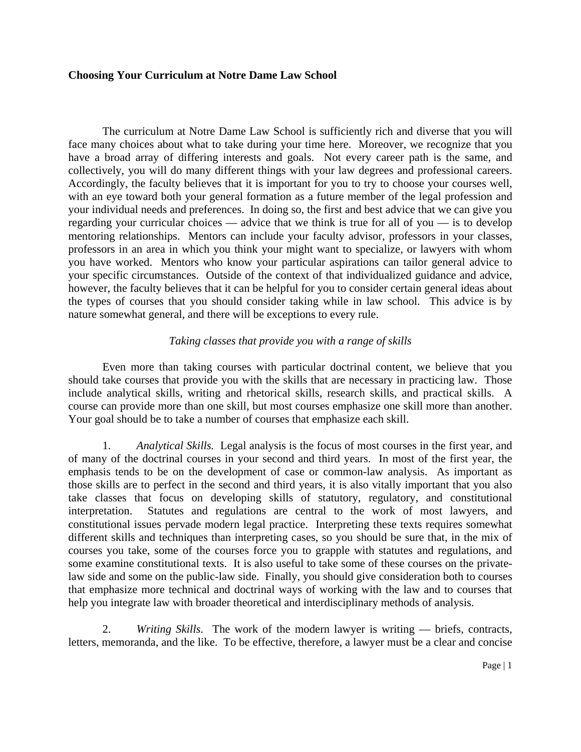**Choosing Your Curriculum at Notre Dame Law School**

The curriculum at Notre Dame Law School is sufficiently rich and diverse that you will face many choices about what to take during your time here. Moreover, we recognize that you have a broad array of differing interests and goals. Not every career path is the same, and collectively, you will do many different things with your law degrees and professional careers. Accordingly, the faculty believes that it is important for you to try to choose your courses well, with an eye toward both your general formation as a future member of the legal profession and your individual needs and preferences. In doing so, the first and best advice that we can give you regarding your curricular choices — advice that we think is true for all of you — is to develop mentoring relationships. Mentors can include your faculty advisor, professors in your classes, professors in an area in which you think your might want to specialize, or lawyers with whom you have worked. Mentors who know your particular aspirations can tailor general advice to your specific circumstances. Outside of the context of that individualized guidance and advice, however, the faculty believes that it can be helpful for you to consider certain general ideas about the types of courses that you should consider taking while in law school. This advice is by nature somewhat general, and there will be exceptions to every rule.

*Taking classes that provide you with a range of skills*

Even more than taking courses with particular doctrinal content, we believe that you should take courses that provide you with the skills that are necessary in practicing law. Those include analytical skills, writing and rhetorical skills, research skills, and practical skills. A course can provide more than one skill, but most courses emphasize one skill more than another. Your goal should be to take a number of courses that emphasize each skill.

1. *Analytical Skills.* Legal analysis is the focus of most courses in the first year, and of many of the doctrinal courses in your second and third years. In most of the first year, the emphasis tends to be on the development of case or common-law analysis. As important as those skills are to perfect in the second and third years, it is also vitally important that you also take classes that focus on developing skills of statutory, regulatory, and constitutional interpretation. Statutes and regulations are central to the work of most lawyers, and constitutional issues pervade modern legal practice. Interpreting these texts requires somewhat different skills and techniques than interpreting cases, so you should be sure that, in the mix of courses you take, some of the courses force you to grapple with statutes and regulations, and some examine constitutional texts. It is also useful to take some of these courses on the private-law side and some on the public-law side. Finally, you should give consideration both to courses that emphasize more technical and doctrinal ways of working with the law and to courses that help you integrate law with broader theoretical and interdisciplinary methods of analysis.

2. *Writing Skills.* The work of the modern lawyer is writing — briefs, contracts, letters, memoranda, and the like. To be effective, therefore, a lawyer must be a clear and concise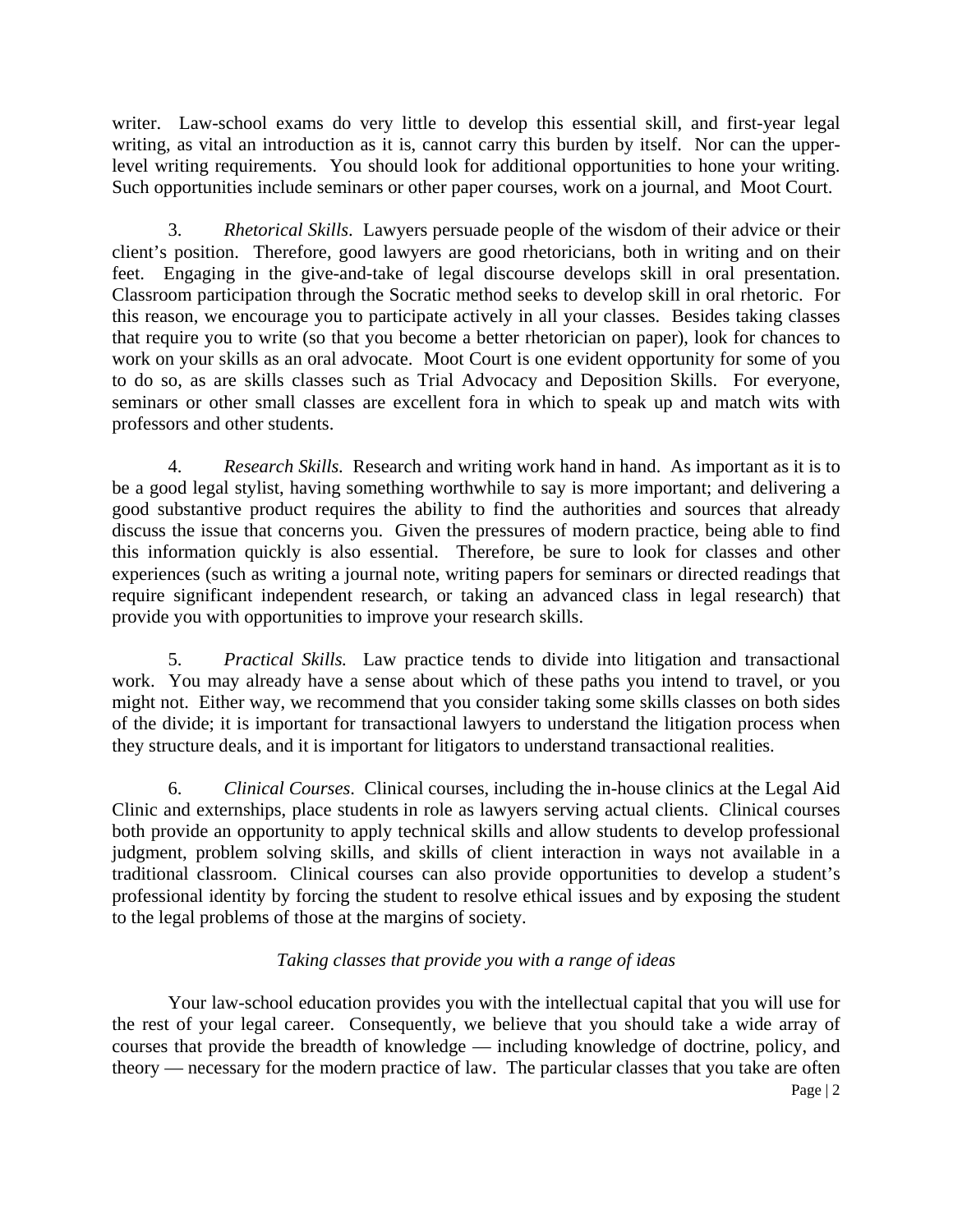writer. Law-school exams do very little to develop this essential skill, and first-year legal writing, as vital an introduction as it is, cannot carry this burden by itself. Nor can the upper-level writing requirements. You should look for additional opportunities to hone your writing. Such opportunities include seminars or other paper courses, work on a journal, and Moot Court.

3. *Rhetorical Skills*. Lawyers persuade people of the wisdom of their advice or their client's position. Therefore, good lawyers are good rhetoricians, both in writing and on their feet. Engaging in the give-and-take of legal discourse develops skill in oral presentation. Classroom participation through the Socratic method seeks to develop skill in oral rhetoric. For this reason, we encourage you to participate actively in all your classes. Besides taking classes that require you to write (so that you become a better rhetorician on paper), look for chances to work on your skills as an oral advocate. Moot Court is one evident opportunity for some of you to do so, as are skills classes such as Trial Advocacy and Deposition Skills. For everyone, seminars or other small classes are excellent fora in which to speak up and match wits with professors and other students.

4. *Research Skills.* Research and writing work hand in hand. As important as it is to be a good legal stylist, having something worthwhile to say is more important; and delivering a good substantive product requires the ability to find the authorities and sources that already discuss the issue that concerns you. Given the pressures of modern practice, being able to find this information quickly is also essential. Therefore, be sure to look for classes and other experiences (such as writing a journal note, writing papers for seminars or directed readings that require significant independent research, or taking an advanced class in legal research) that provide you with opportunities to improve your research skills.

5. *Practical Skills.* Law practice tends to divide into litigation and transactional work. You may already have a sense about which of these paths you intend to travel, or you might not. Either way, we recommend that you consider taking some skills classes on both sides of the divide; it is important for transactional lawyers to understand the litigation process when they structure deals, and it is important for litigators to understand transactional realities.

6. *Clinical Courses*. Clinical courses, including the in-house clinics at the Legal Aid Clinic and externships, place students in role as lawyers serving actual clients. Clinical courses both provide an opportunity to apply technical skills and allow students to develop professional judgment, problem solving skills, and skills of client interaction in ways not available in a traditional classroom. Clinical courses can also provide opportunities to develop a student's professional identity by forcing the student to resolve ethical issues and by exposing the student to the legal problems of those at the margins of society.

*Taking classes that provide you with a range of ideas*

Your law-school education provides you with the intellectual capital that you will use for the rest of your legal career. Consequently, we believe that you should take a wide array of courses that provide the breadth of knowledge — including knowledge of doctrine, policy, and theory — necessary for the modern practice of law. The particular classes that you take are often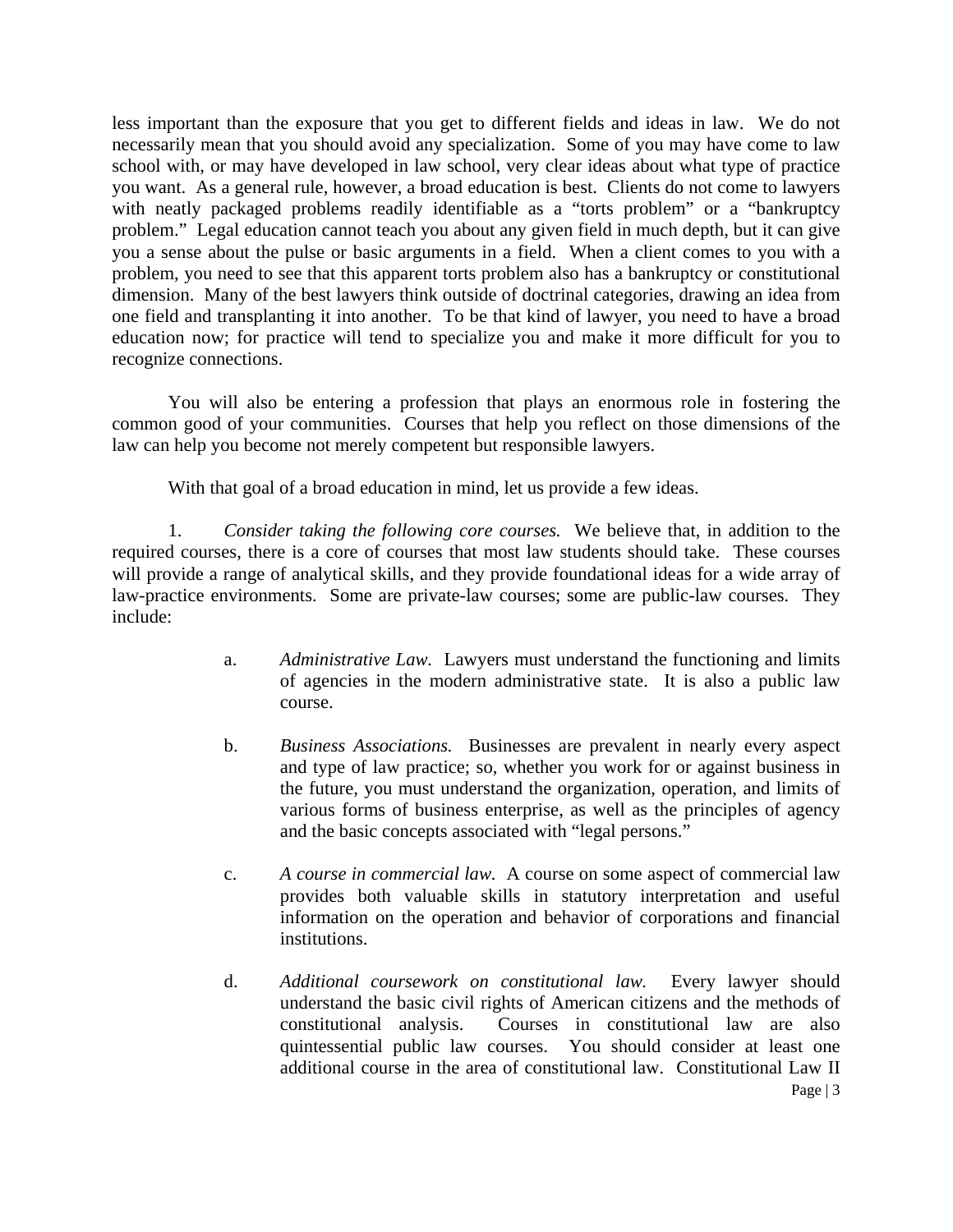less important than the exposure that you get to different fields and ideas in law. We do not necessarily mean that you should avoid any specialization. Some of you may have come to law school with, or may have developed in law school, very clear ideas about what type of practice you want. As a general rule, however, a broad education is best. Clients do not come to lawyers with neatly packaged problems readily identifiable as a "torts problem" or a "bankruptcy problem." Legal education cannot teach you about any given field in much depth, but it can give you a sense about the pulse or basic arguments in a field. When a client comes to you with a problem, you need to see that this apparent torts problem also has a bankruptcy or constitutional dimension. Many of the best lawyers think outside of doctrinal categories, drawing an idea from one field and transplanting it into another. To be that kind of lawyer, you need to have a broad education now; for practice will tend to specialize you and make it more difficult for you to recognize connections.

You will also be entering a profession that plays an enormous role in fostering the common good of your communities. Courses that help you reflect on those dimensions of the law can help you become not merely competent but responsible lawyers.

With that goal of a broad education in mind, let us provide a few ideas.

1. *Consider taking the following core courses.* We believe that, in addition to the required courses, there is a core of courses that most law students should take. These courses will provide a range of analytical skills, and they provide foundational ideas for a wide array of law-practice environments. Some are private-law courses; some are public-law courses. They include:

   a. *Administrative Law.* Lawyers must understand the functioning and limits of agencies in the modern administrative state. It is also a public law course.

   b. *Business Associations.* Businesses are prevalent in nearly every aspect and type of law practice; so, whether you work for or against business in the future, you must understand the organization, operation, and limits of various forms of business enterprise, as well as the principles of agency and the basic concepts associated with "legal persons."

   c. *A course in commercial law.* A course on some aspect of commercial law provides both valuable skills in statutory interpretation and useful information on the operation and behavior of corporations and financial institutions.

   d. *Additional coursework on constitutional law.* Every lawyer should understand the basic civil rights of American citizens and the methods of constitutional analysis. Courses in constitutional law are also quintessential public law courses. You should consider at least one additional course in the area of constitutional law. Constitutional Law II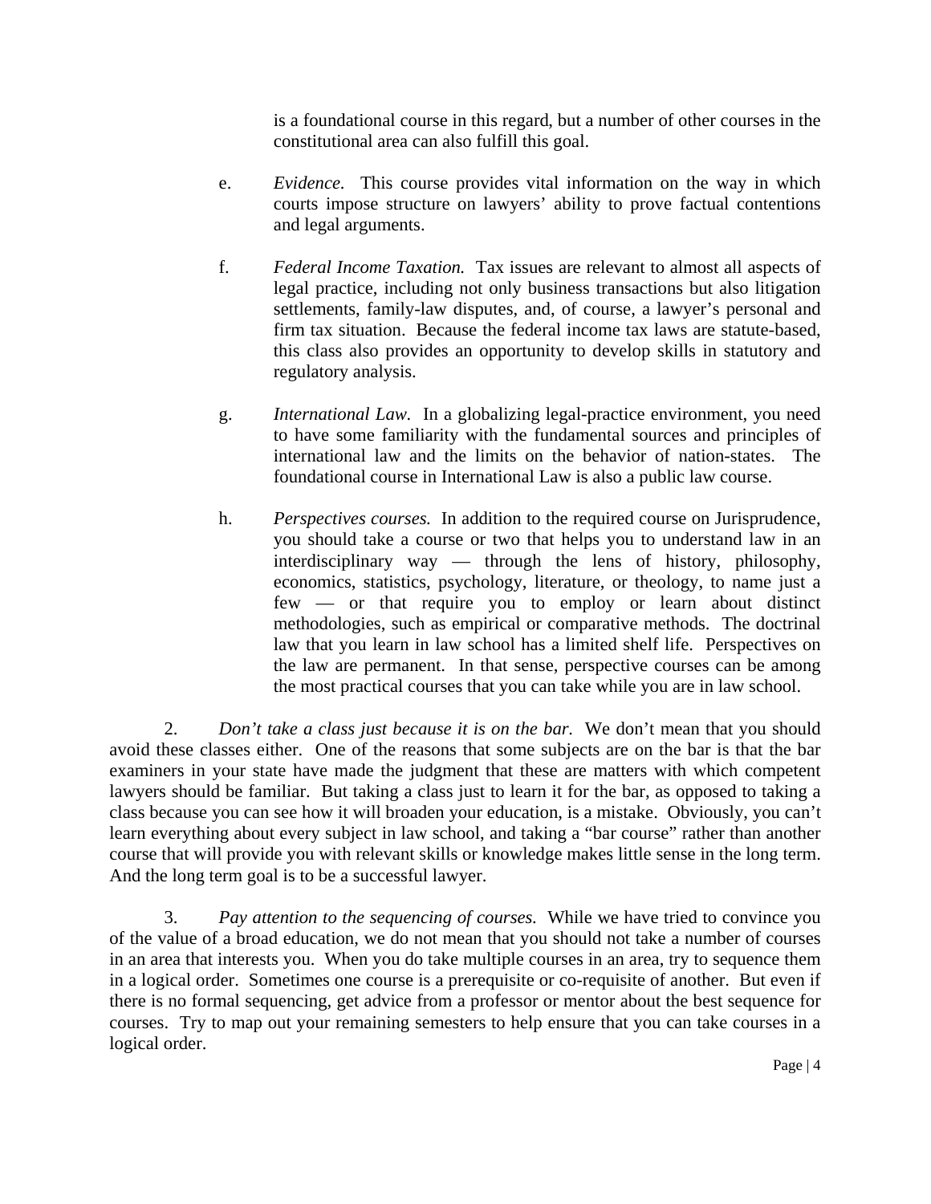is a foundational course in this regard, but a number of other courses in the constitutional area can also fulfill this goal.

e. *Evidence.* This course provides vital information on the way in which courts impose structure on lawyers' ability to prove factual contentions and legal arguments.

f. *Federal Income Taxation.* Tax issues are relevant to almost all aspects of legal practice, including not only business transactions but also litigation settlements, family-law disputes, and, of course, a lawyer's personal and firm tax situation. Because the federal income tax laws are statute-based, this class also provides an opportunity to develop skills in statutory and regulatory analysis.

g. *International Law.* In a globalizing legal-practice environment, you need to have some familiarity with the fundamental sources and principles of international law and the limits on the behavior of nation-states. The foundational course in International Law is also a public law course.

h. *Perspectives courses.* In addition to the required course on Jurisprudence, you should take a course or two that helps you to understand law in an interdisciplinary way — through the lens of history, philosophy, economics, statistics, psychology, literature, or theology, to name just a few — or that require you to employ or learn about distinct methodologies, such as empirical or comparative methods. The doctrinal law that you learn in law school has a limited shelf life. Perspectives on the law are permanent. In that sense, perspective courses can be among the most practical courses that you can take while you are in law school.

2. *Don't take a class just because it is on the bar.* We don't mean that you should avoid these classes either. One of the reasons that some subjects are on the bar is that the bar examiners in your state have made the judgment that these are matters with which competent lawyers should be familiar. But taking a class just to learn it for the bar, as opposed to taking a class because you can see how it will broaden your education, is a mistake. Obviously, you can't learn everything about every subject in law school, and taking a "bar course" rather than another course that will provide you with relevant skills or knowledge makes little sense in the long term. And the long term goal is to be a successful lawyer.

3. *Pay attention to the sequencing of courses.* While we have tried to convince you of the value of a broad education, we do not mean that you should not take a number of courses in an area that interests you. When you do take multiple courses in an area, try to sequence them in a logical order. Sometimes one course is a prerequisite or co-requisite of another. But even if there is no formal sequencing, get advice from a professor or mentor about the best sequence for courses. Try to map out your remaining semesters to help ensure that you can take courses in a logical order.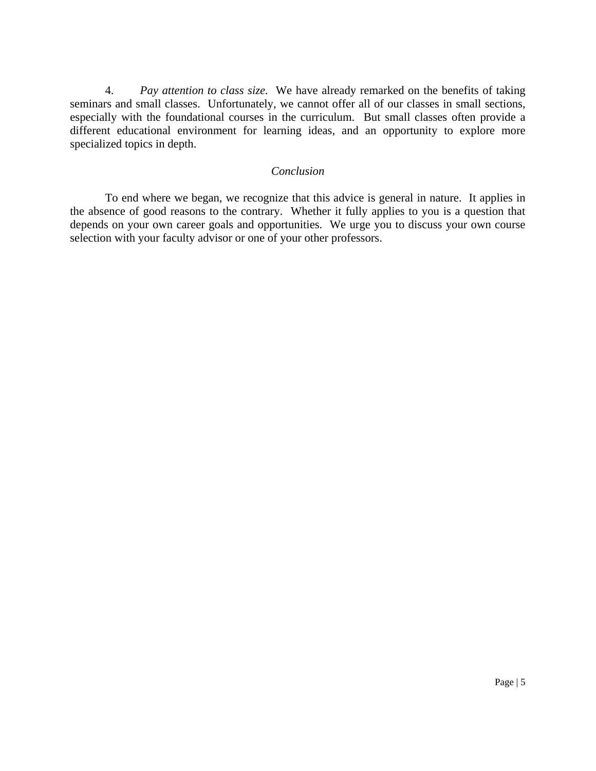4. *Pay attention to class size.* We have already remarked on the benefits of taking seminars and small classes. Unfortunately, we cannot offer all of our classes in small sections, especially with the foundational courses in the curriculum. But small classes often provide a different educational environment for learning ideas, and an opportunity to explore more specialized topics in depth.

## *Conclusion*

To end where we began, we recognize that this advice is general in nature. It applies in the absence of good reasons to the contrary. Whether it fully applies to you is a question that depends on your own career goals and opportunities. We urge you to discuss your own course selection with your faculty advisor or one of your other professors.